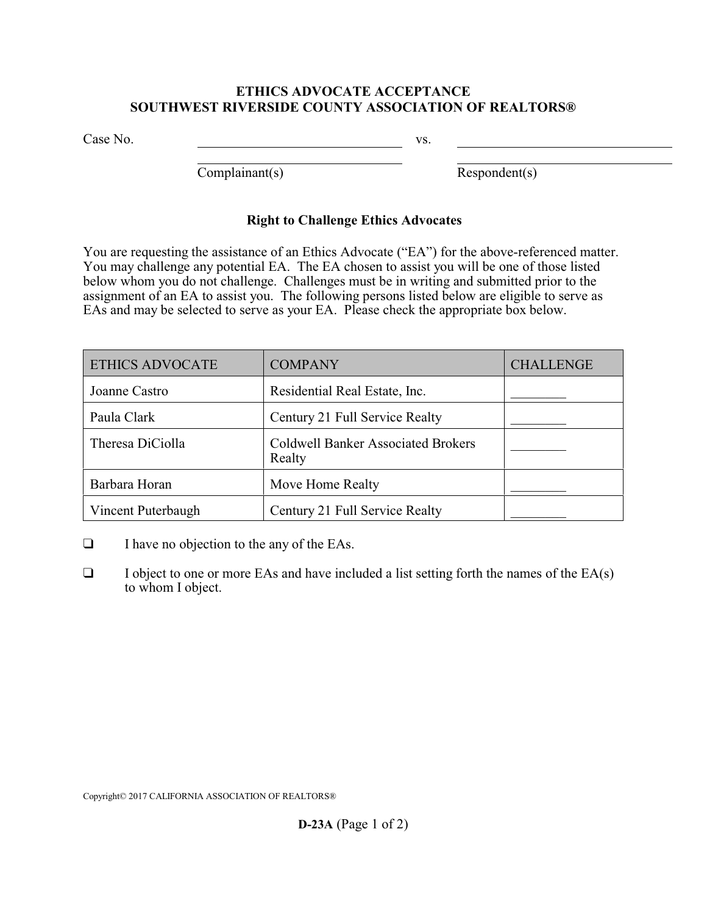## ETHICS ADVOCATE ACCEPTANCE
## SOUTHWEST RIVERSIDE COUNTY ASSOCIATION OF REALTORS®

Case No. \_\_\_\_\_\_\_\_\_\_\_\_\_\_\_\_\_\_\_\_\_\_\_\_\_\_\_\_\_\_ vs. \_\_\_\_\_\_\_\_\_\_\_\_\_\_\_\_\_\_\_\_\_\_\_\_\_\_\_\_\_\_

\_\_\_\_\_\_\_\_\_\_\_\_\_\_\_\_\_\_\_\_\_\_\_\_\_\_\_\_\_\_ \_\_\_\_\_\_\_\_\_\_\_\_\_\_\_\_\_\_\_\_\_\_\_\_\_\_\_\_\_\_

Complainant(s) Respondent(s)

### Right to Challenge Ethics Advocates

You are requesting the assistance of an Ethics Advocate ("EA") for the above-referenced matter. You may challenge any potential EA. The EA chosen to assist you will be one of those listed below whom you do not challenge. Challenges must be in writing and submitted prior to the assignment of an EA to assist you. The following persons listed below are eligible to serve as EAs and may be selected to serve as your EA. Please check the appropriate box below.

| ETHICS ADVOCATE | COMPANY | CHALLENGE |
| --- | --- | --- |
| Joanne Castro | Residential Real Estate, Inc. | \_\_\_\_\_\_\_\_ |
| Paula Clark | Century 21 Full Service Realty | \_\_\_\_\_\_\_\_ |
| Theresa DiCiolla | Coldwell Banker Associated Brokers Realty | \_\_\_\_\_\_\_\_ |
| Barbara Horan | Move Home Realty | \_\_\_\_\_\_\_\_ |
| Vincent Puterbaugh | Century 21 Full Service Realty | \_\_\_\_\_\_\_\_ |

❑ I have no objection to the any of the EAs.

❑ I object to one or more EAs and have included a list setting forth the names of the EA(s) to whom I object.

Copyright© 2017 CALIFORNIA ASSOCIATION OF REALTORS®

**D-23A**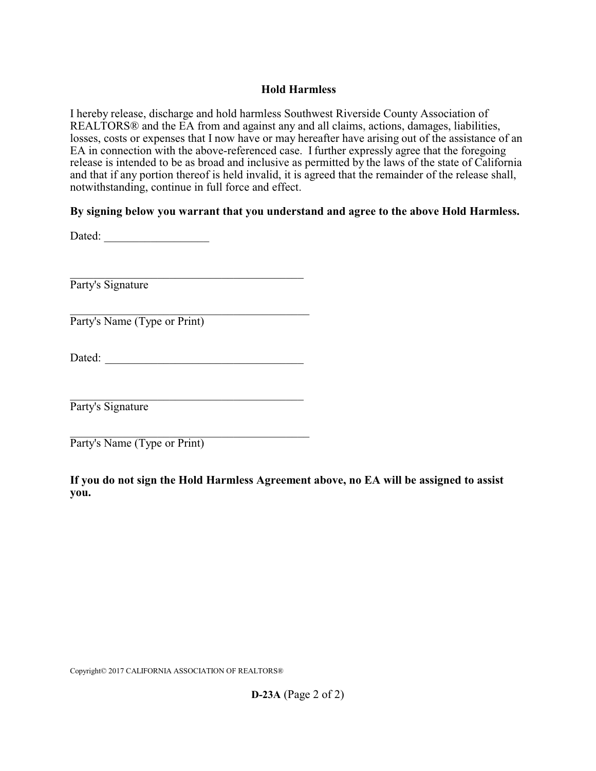## Hold Harmless

I hereby release, discharge and hold harmless Southwest Riverside County Association of REALTORS® and the EA from and against any and all claims, actions, damages, liabilities, losses, costs or expenses that I now have or may hereafter have arising out of the assistance of an EA in connection with the above-referenced case. I further expressly agree that the foregoing release is intended to be as broad and inclusive as permitted by the laws of the state of California and that if any portion thereof is held invalid, it is agreed that the remainder of the release shall, notwithstanding, continue in full force and effect.

**By signing below you warrant that you understand and agree to the above Hold Harmless.**

Dated: __________________

__________________________________________
Party's Signature

__________________________________________
Party's Name (Type or Print)

Dated: __________________________________

__________________________________________
Party's Signature

__________________________________________
Party's Name (Type or Print)

**If you do not sign the Hold Harmless Agreement above, no EA will be assigned to assist you.**

Copyright© 2017 CALIFORNIA ASSOCIATION OF REALTORS®

**D-23A** (Page 2 of 2)